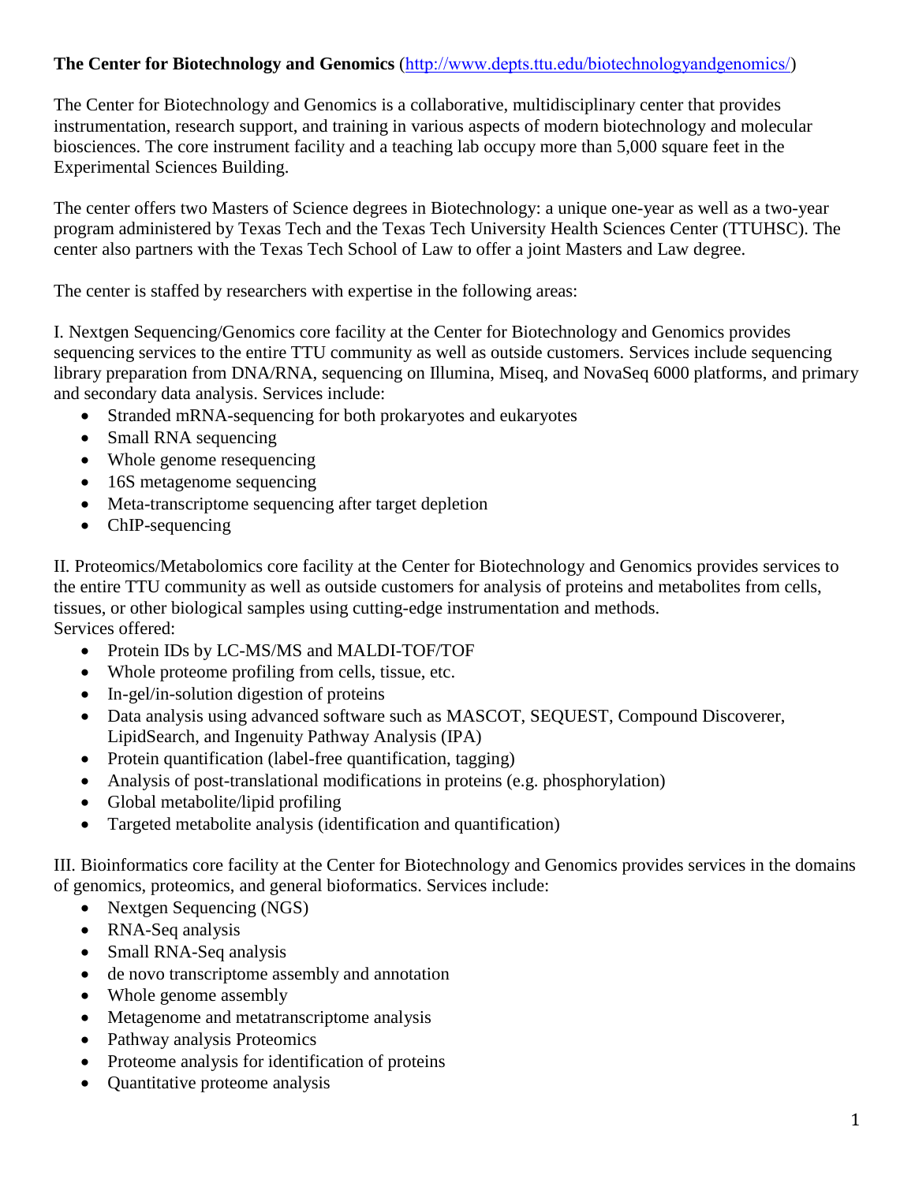**The Center for Biotechnology and Genomics** (http://www.depts.ttu.edu/biotechnologyandgenomics/)

The Center for Biotechnology and Genomics is a collaborative, multidisciplinary center that provides instrumentation, research support, and training in various aspects of modern biotechnology and molecular biosciences. The core instrument facility and a teaching lab occupy more than 5,000 square feet in the Experimental Sciences Building.

The center offers two Masters of Science degrees in Biotechnology: a unique one-year as well as a two-year program administered by Texas Tech and the Texas Tech University Health Sciences Center (TTUHSC). The center also partners with the Texas Tech School of Law to offer a joint Masters and Law degree.

The center is staffed by researchers with expertise in the following areas:

I. Nextgen Sequencing/Genomics core facility at the Center for Biotechnology and Genomics provides sequencing services to the entire TTU community as well as outside customers. Services include sequencing library preparation from DNA/RNA, sequencing on Illumina, Miseq, and NovaSeq 6000 platforms, and primary and secondary data analysis. Services include:

- Stranded mRNA-sequencing for both prokaryotes and eukaryotes
- Small RNA sequencing
- Whole genome resequencing
- 16S metagenome sequencing
- Meta-transcriptome sequencing after target depletion
- ChIP-sequencing

II. Proteomics/Metabolomics core facility at the Center for Biotechnology and Genomics provides services to the entire TTU community as well as outside customers for analysis of proteins and metabolites from cells, tissues, or other biological samples using cutting-edge instrumentation and methods.
Services offered:

- Protein IDs by LC-MS/MS and MALDI-TOF/TOF
- Whole proteome profiling from cells, tissue, etc.
- In-gel/in-solution digestion of proteins
- Data analysis using advanced software such as MASCOT, SEQUEST, Compound Discoverer, LipidSearch, and Ingenuity Pathway Analysis (IPA)
- Protein quantification (label-free quantification, tagging)
- Analysis of post-translational modifications in proteins (e.g. phosphorylation)
- Global metabolite/lipid profiling
- Targeted metabolite analysis (identification and quantification)

III. Bioinformatics core facility at the Center for Biotechnology and Genomics provides services in the domains of genomics, proteomics, and general bioformatics. Services include:

- Nextgen Sequencing (NGS)
- RNA-Seq analysis
- Small RNA-Seq analysis
- de novo transcriptome assembly and annotation
- Whole genome assembly
- Metagenome and metatranscriptome analysis
- Pathway analysis Proteomics
- Proteome analysis for identification of proteins
- Quantitative proteome analysis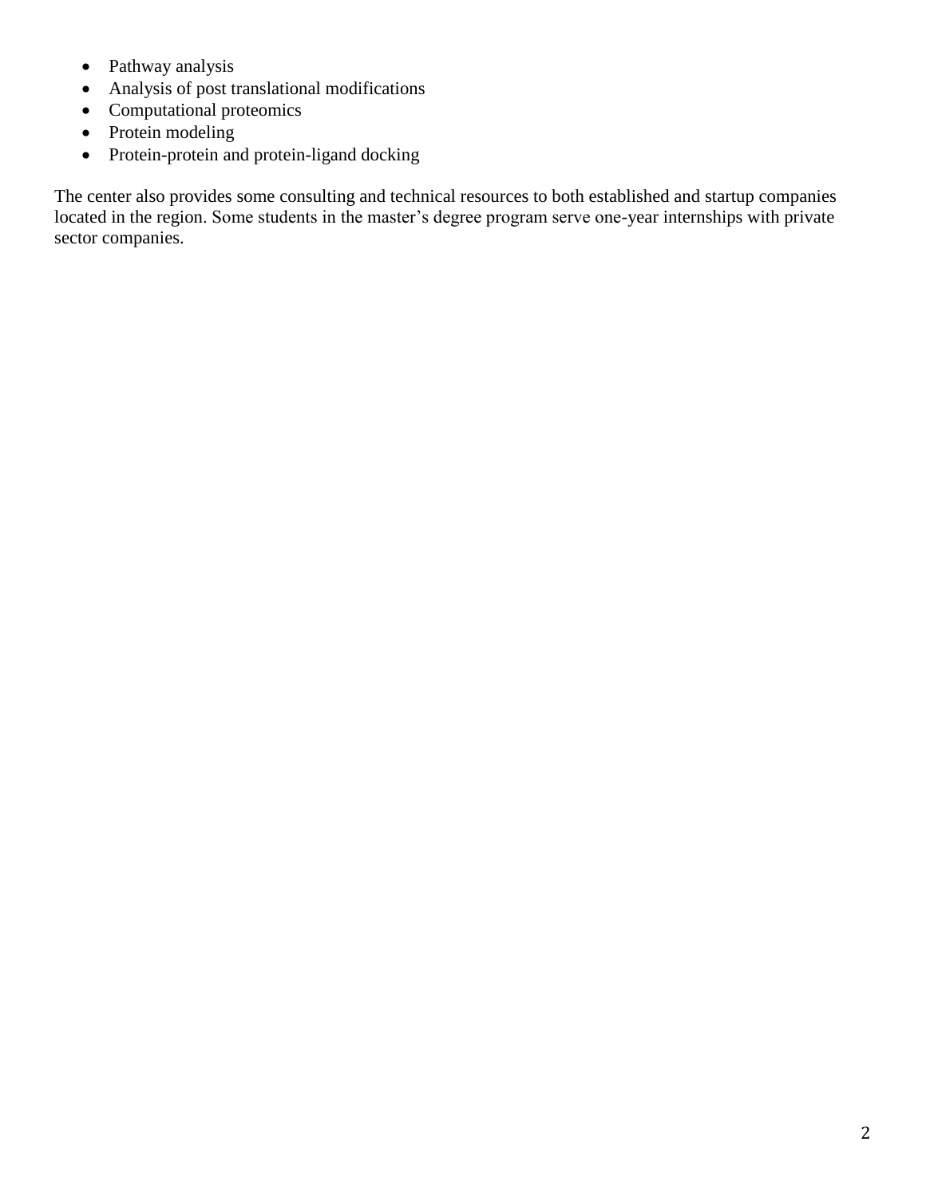- Pathway analysis
- Analysis of post translational modifications
- Computational proteomics
- Protein modeling
- Protein-protein and protein-ligand docking

The center also provides some consulting and technical resources to both established and startup companies located in the region. Some students in the master's degree program serve one-year internships with private sector companies.